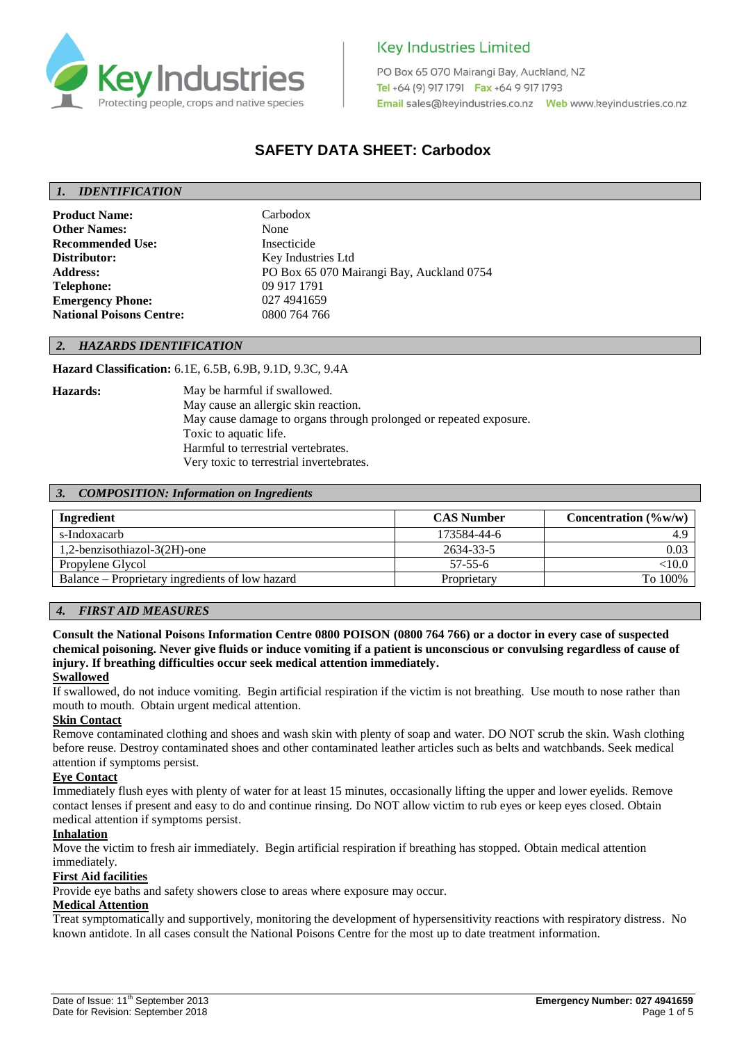Key Industries
Protecting people, crops and native species

Key Industries Limited

PO Box 65 070 Mairangi Bay, Auckland, NZ
**Tel** +64 (9) 917 1791 **Fax** +64 9 917 1793
**Email** sales@keyindustries.co.nz **Web** www.keyindustries.co.nz

# SAFETY DATA SHEET: Carbodox

## 1. IDENTIFICATION

**Product Name:** Carbodox
**Other Names:** None
**Recommended Use:** Insecticide
**Distributor:** Key Industries Ltd
**Address:** PO Box 65 070 Mairangi Bay, Auckland 0754
**Telephone:** 09 917 1791
**Emergency Phone:** 027 4941659
**National Poisons Centre:** 0800 764 766

## 2. HAZARDS IDENTIFICATION

**Hazard Classification:** 6.1E, 6.5B, 6.9B, 9.1D, 9.3C, 9.4A

**Hazards:**
May be harmful if swallowed.
May cause an allergic skin reaction.
May cause damage to organs through prolonged or repeated exposure.
Toxic to aquatic life.
Harmful to terrestrial vertebrates.
Very toxic to terrestrial invertebrates.

## 3. COMPOSITION: Information on Ingredients

| Ingredient | CAS Number | Concentration (%w/w) |
|---|---|---|
| s-Indoxacarb | 173584-44-6 | 4.9 |
| 1,2-benzisothiazol-3(2H)-one | 2634-33-5 | 0.03 |
| Propylene Glycol | 57-55-6 | <10.0 |
| Balance – Proprietary ingredients of low hazard | Proprietary | To 100% |

## 4. FIRST AID MEASURES

**Consult the National Poisons Information Centre 0800 POISON (0800 764 766) or a doctor in every case of suspected chemical poisoning. Never give fluids or induce vomiting if a patient is unconscious or convulsing regardless of cause of injury. If breathing difficulties occur seek medical attention immediately.**

**Swallowed**
If swallowed, do not induce vomiting. Begin artificial respiration if the victim is not breathing. Use mouth to nose rather than mouth to mouth. Obtain urgent medical attention.

**Skin Contact**
Remove contaminated clothing and shoes and wash skin with plenty of soap and water. DO NOT scrub the skin. Wash clothing before reuse. Destroy contaminated shoes and other contaminated leather articles such as belts and watchbands. Seek medical attention if symptoms persist.

**Eye Contact**
Immediately flush eyes with plenty of water for at least 15 minutes, occasionally lifting the upper and lower eyelids. Remove contact lenses if present and easy to do and continue rinsing. Do NOT allow victim to rub eyes or keep eyes closed. Obtain medical attention if symptoms persist.

**Inhalation**
Move the victim to fresh air immediately. Begin artificial respiration if breathing has stopped. Obtain medical attention immediately.

**First Aid facilities**
Provide eye baths and safety showers close to areas where exposure may occur.

**Medical Attention**
Treat symptomatically and supportively, monitoring the development of hypersensitivity reactions with respiratory distress. No known antidote. In all cases consult the National Poisons Centre for the most up to date treatment information.

Date of Issue: 11th September 2013
Date for Revision: September 2018

**Emergency Number: 027 4941659**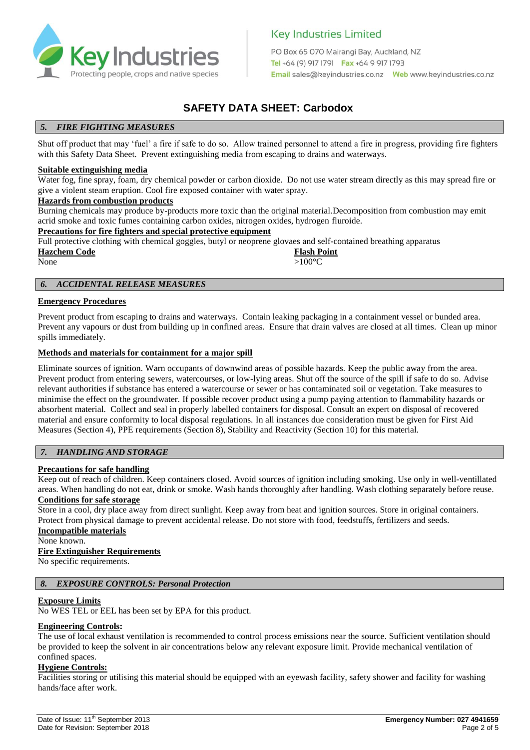# SAFETY DATA SHEET: Carbodox

## 5. FIRE FIGHTING MEASURES

Shut off product that may 'fuel' a fire if safe to do so. Allow trained personnel to attend a fire in progress, providing fire fighters with this Safety Data Sheet. Prevent extinguishing media from escaping to drains and waterways.

**Suitable extinguishing media**

Water fog, fine spray, foam, dry chemical powder or carbon dioxide. Do not use water stream directly as this may spread fire or give a violent steam eruption. Cool fire exposed container with water spray.

**Hazards from combustion products**

Burning chemicals may produce by-products more toxic than the original material.Decomposition from combustion may emit acrid smoke and toxic fumes containing carbon oxides, nitrogen oxides, hydrogen fluroide.

**Precautions for fire fighters and special protective equipment**

Full protective clothing with chemical goggles, butyl or neoprene glovaes and self-contained breathing apparatus

| **Hazchem Code** | **Flash Point** |
|---|---|
| None | >100°C |

## 6. ACCIDENTAL RELEASE MEASURES

**Emergency Procedures**

Prevent product from escaping to drains and waterways. Contain leaking packaging in a containment vessel or bunded area. Prevent any vapours or dust from building up in confined areas. Ensure that drain valves are closed at all times. Clean up minor spills immediately.

**Methods and materials for containment for a major spill**

Eliminate sources of ignition. Warn occupants of downwind areas of possible hazards. Keep the public away from the area. Prevent product from entering sewers, watercourses, or low-lying areas. Shut off the source of the spill if safe to do so. Advise relevant authorities if substance has entered a watercourse or sewer or has contaminated soil or vegetation. Take measures to minimise the effect on the groundwater. If possible recover product using a pump paying attention to flammability hazards or absorbent material. Collect and seal in properly labelled containers for disposal. Consult an expert on disposal of recovered material and ensure conformity to local disposal regulations. In all instances due consideration must be given for First Aid Measures (Section 4), PPE requirements (Section 8), Stability and Reactivity (Section 10) for this material.

## 7. HANDLING AND STORAGE

**Precautions for safe handling**

Keep out of reach of children. Keep containers closed. Avoid sources of ignition including smoking. Use only in well-ventillated areas. When handling do not eat, drink or smoke. Wash hands thoroughly after handling. Wash clothing separately before reuse.

**Conditions for safe storage**

Store in a cool, dry place away from direct sunlight. Keep away from heat and ignition sources. Store in original containers. Protect from physical damage to prevent accidental release. Do not store with food, feedstuffs, fertilizers and seeds.

**Incompatible materials**

None known.

**Fire Extinguisher Requirements**

No specific requirements.

## 8. EXPOSURE CONTROLS: Personal Protection

**Exposure Limits**

No WES TEL or EEL has been set by EPA for this product.

**Engineering Controls:**

The use of local exhaust ventilation is recommended to control process emissions near the source. Sufficient ventilation should be provided to keep the solvent in air concentrations below any relevant exposure limit. Provide mechanical ventilation of confined spaces.

**Hygiene Controls:**

Facilities storing or utilising this material should be equipped with an eyewash facility, safety shower and facility for washing hands/face after work.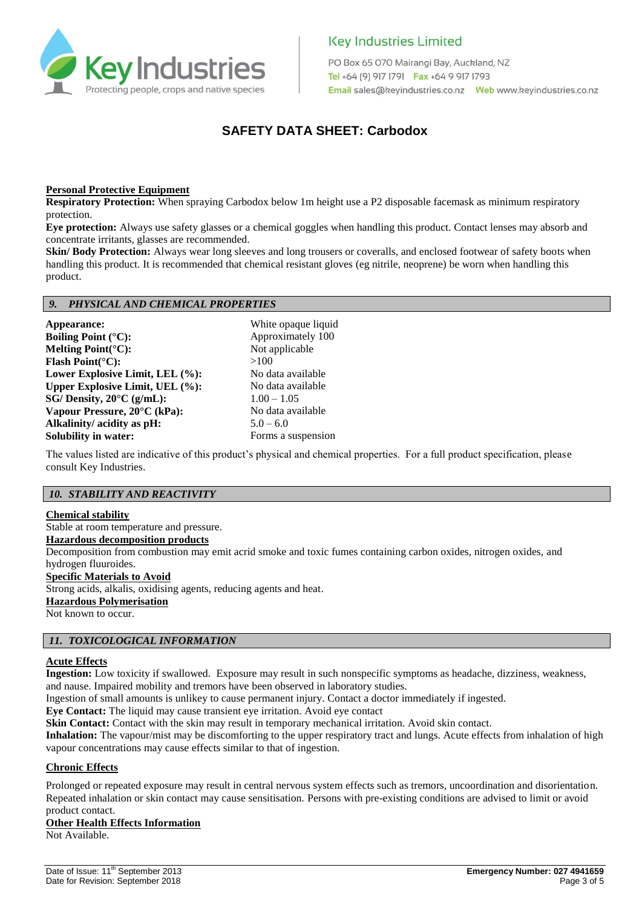# SAFETY DATA SHEET: Carbodox

**Personal Protective Equipment**

**Respiratory Protection:** When spraying Carbodox below 1m height use a P2 disposable facemask as minimum respiratory protection.

**Eye protection:** Always use safety glasses or a chemical goggles when handling this product. Contact lenses may absorb and concentrate irritants, glasses are recommended.

**Skin/ Body Protection:** Always wear long sleeves and long trousers or coveralls, and enclosed footwear of safety boots when handling this product. It is recommended that chemical resistant gloves (eg nitrile, neoprene) be worn when handling this product.

## *9. PHYSICAL AND CHEMICAL PROPERTIES*

| | |
|---|---|
| **Appearance:** | White opaque liquid |
| **Boiling Point (°C):** | Approximately 100 |
| **Melting Point(°C):** | Not applicable |
| **Flash Point(°C):** | >100 |
| **Lower Explosive Limit, LEL (%):** | No data available |
| **Upper Explosive Limit, UEL (%):** | No data available |
| **SG/ Density, 20°C (g/mL):** | 1.00 – 1.05 |
| **Vapour Pressure, 20°C (kPa):** | No data available |
| **Alkalinity/ acidity as pH:** | 5.0 – 6.0 |
| **Solubility in water:** | Forms a suspension |

The values listed are indicative of this product's physical and chemical properties. For a full product specification, please consult Key Industries.

## *10. STABILITY AND REACTIVITY*

**Chemical stability**

Stable at room temperature and pressure.

**Hazardous decomposition products**

Decomposition from combustion may emit acrid smoke and toxic fumes containing carbon oxides, nitrogen oxides, and hydrogen fluuroides.

**Specific Materials to Avoid**

Strong acids, alkalis, oxidising agents, reducing agents and heat.

**Hazardous Polymerisation**

Not known to occur.

## *11. TOXICOLOGICAL INFORMATION*

**Acute Effects**

**Ingestion:** Low toxicity if swallowed. Exposure may result in such nonspecific symptoms as headache, dizziness, weakness, and nause. Impaired mobility and tremors have been observed in laboratory studies.

Ingestion of small amounts is unlikey to cause permanent injury. Contact a doctor immediately if ingested.

**Eye Contact:** The liquid may cause transient eye irritation. Avoid eye contact

**Skin Contact:** Contact with the skin may result in temporary mechanical irritation. Avoid skin contact.

**Inhalation:** The vapour/mist may be discomforting to the upper respiratory tract and lungs. Acute effects from inhalation of high vapour concentrations may cause effects similar to that of ingestion.

**Chronic Effects**

Prolonged or repeated exposure may result in central nervous system effects such as tremors, uncoordination and disorientation. Repeated inhalation or skin contact may cause sensitisation. Persons with pre-existing conditions are advised to limit or avoid product contact.

**Other Health Effects Information**

Not Available.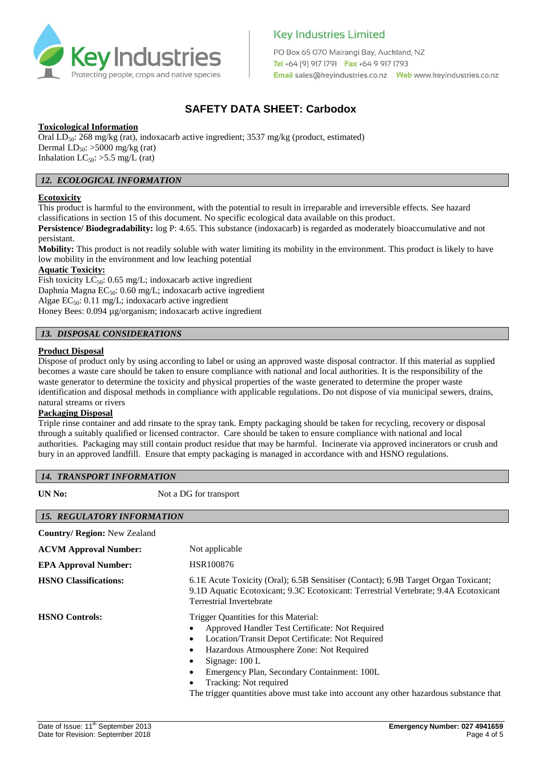# SAFETY DATA SHEET: Carbodox

**Toxicological Information**

Oral $LD_{50}$: 268 mg/kg (rat), indoxacarb active ingredient; 3537 mg/kg (product, estimated)
Dermal $LD_{50}$: >5000 mg/kg (rat)
Inhalation $LC_{50}$: >5.5 mg/L (rat)

## *12. ECOLOGICAL INFORMATION*

**Ecotoxicity**

This product is harmful to the environment, with the potential to result in irreparable and irreversible effects. See hazard classifications in section 15 of this document. No specific ecological data available on this product.

**Persistence/ Biodegradability:** log P: 4.65. This substance (indoxacarb) is regarded as moderately bioaccumulative and not persistant.

**Mobility:** This product is not readily soluble with water limiting its mobility in the environment. This product is likely to have low mobility in the environment and low leaching potential

**Aquatic Toxicity:**

Fish toxicity $LC_{50}$: 0.65 mg/L; indoxacarb active ingredient
Daphnia Magna $EC_{50}$: 0.60 mg/L; indoxacarb active ingredient
Algae $EC_{50}$: 0.11 mg/L; indoxacarb active ingredient
Honey Bees: 0.094 µg/organism; indoxacarb active ingredient

## *13. DISPOSAL CONSIDERATIONS*

**Product Disposal**

Dispose of product only by using according to label or using an approved waste disposal contractor. If this material as supplied becomes a waste care should be taken to ensure compliance with national and local authorities. It is the responsibility of the waste generator to determine the toxicity and physical properties of the waste generated to determine the proper waste identification and disposal methods in compliance with applicable regulations. Do not dispose of via municipal sewers, drains, natural streams or rivers

**Packaging Disposal**

Triple rinse container and add rinsate to the spray tank. Empty packaging should be taken for recycling, recovery or disposal through a suitably qualified or licensed contractor. Care should be taken to ensure compliance with national and local authorities. Packaging may still contain product residue that may be harmful. Incinerate via approved incinerators or crush and bury in an approved landfill. Ensure that empty packaging is managed in accordance with and HSNO regulations.

## *14. TRANSPORT INFORMATION*

**UN No:** Not a DG for transport

## *15. REGULATORY INFORMATION*

**Country/ Region:** New Zealand

**ACVM Approval Number:** Not applicable

**EPA Approval Number:** HSR100876

**HSNO Classifications:** 6.1E Acute Toxicity (Oral); 6.5B Sensitiser (Contact); 6.9B Target Organ Toxicant; 9.1D Aquatic Ecotoxicant; 9.3C Ecotoxicant: Terrestrial Vertebrate; 9.4A Ecotoxicant Terrestrial Invertebrate

**HSNO Controls:** Trigger Quantities for this Material:

- Approved Handler Test Certificate: Not Required
- Location/Transit Depot Certificate: Not Required
- Hazardous Atmousphere Zone: Not Required
- Signage: 100 L
- Emergency Plan, Secondary Containment: 100L
- Tracking: Not required

The trigger quantities above must take into account any other hazardous substance that

Date of Issue: 11th September 2013
Date for Revision: September 2018

**Emergency Number: 027 4941659**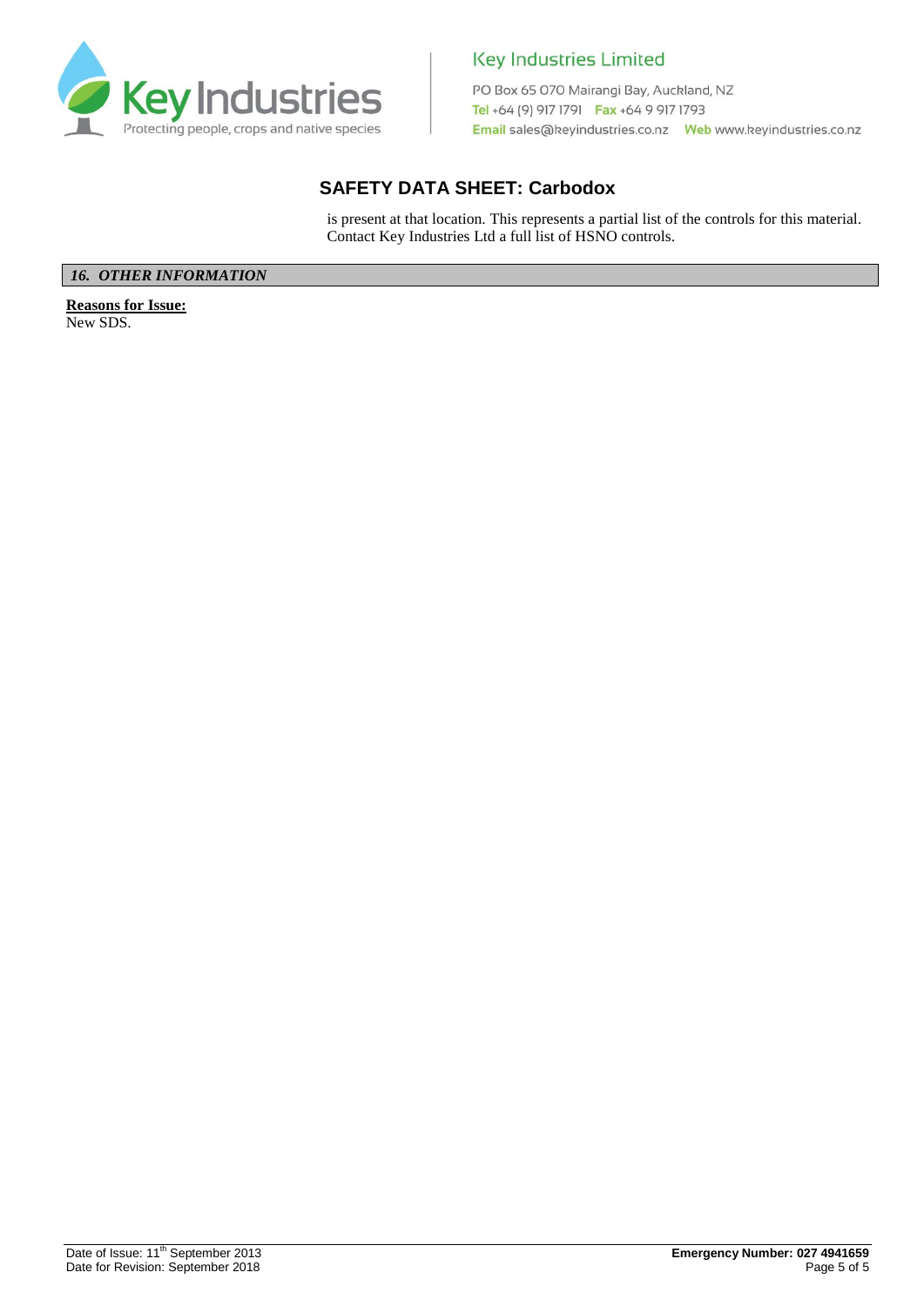is present at that location. This represents a partial list of the controls for this material. Contact Key Industries Ltd a full list of HSNO controls.

## *16. OTHER INFORMATION*

**Reasons for Issue:**
New SDS.